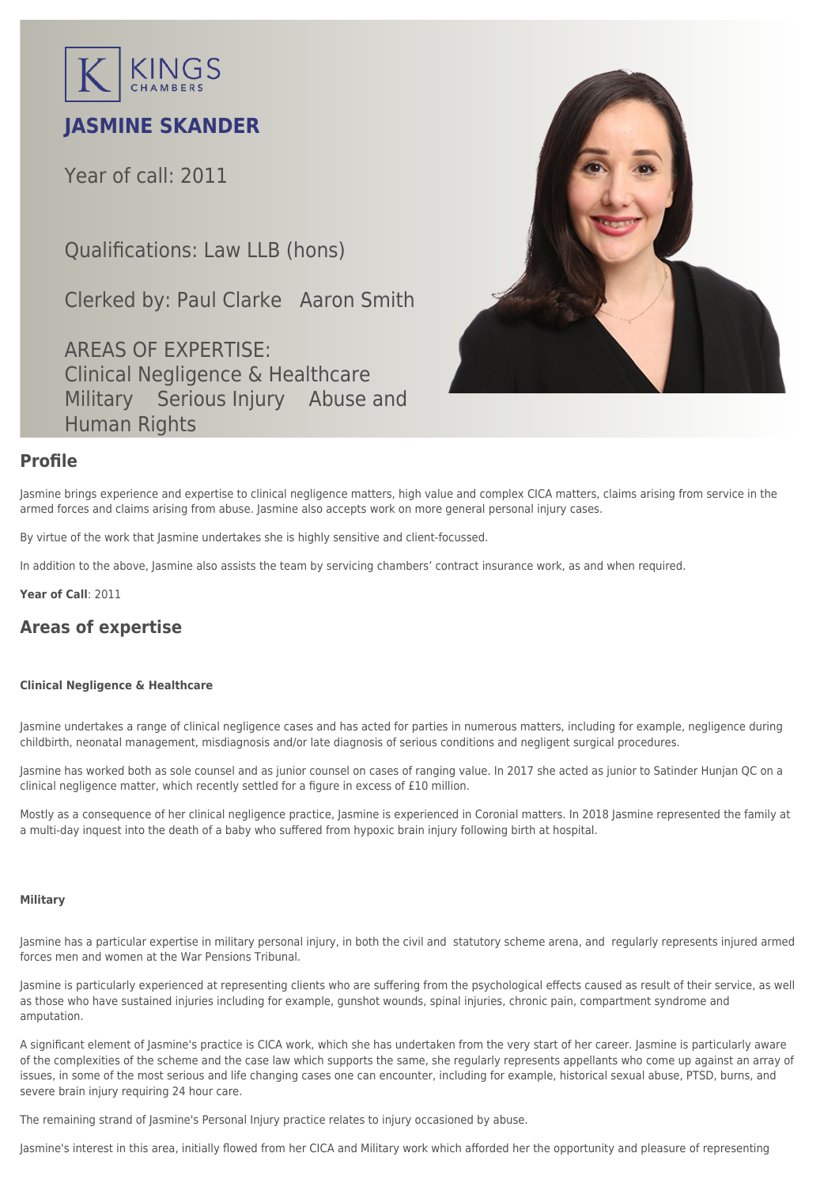KINGS CHAMBERS

# JASMINE SKANDER

Year of call: 2011

Qualifications: Law LLB (hons)

Clerked by: Paul Clarke Aaron Smith

AREAS OF EXPERTISE:
Clinical Negligence & Healthcare
Military Serious Injury Abuse and Human Rights

## Profile

Jasmine brings experience and expertise to clinical negligence matters, high value and complex CICA matters, claims arising from service in the armed forces and claims arising from abuse. Jasmine also accepts work on more general personal injury cases.

By virtue of the work that Jasmine undertakes she is highly sensitive and client-focussed.

In addition to the above, Jasmine also assists the team by servicing chambers' contract insurance work, as and when required.

**Year of Call**: 2011

## Areas of expertise

### Clinical Negligence & Healthcare

Jasmine undertakes a range of clinical negligence cases and has acted for parties in numerous matters, including for example, negligence during childbirth, neonatal management, misdiagnosis and/or late diagnosis of serious conditions and negligent surgical procedures.

Jasmine has worked both as sole counsel and as junior counsel on cases of ranging value. In 2017 she acted as junior to Satinder Hunjan QC on a clinical negligence matter, which recently settled for a figure in excess of £10 million.

Mostly as a consequence of her clinical negligence practice, Jasmine is experienced in Coronial matters. In 2018 Jasmine represented the family at a multi-day inquest into the death of a baby who suffered from hypoxic brain injury following birth at hospital.

### Military

Jasmine has a particular expertise in military personal injury, in both the civil and statutory scheme arena, and regularly represents injured armed forces men and women at the War Pensions Tribunal.

Jasmine is particularly experienced at representing clients who are suffering from the psychological effects caused as result of their service, as well as those who have sustained injuries including for example, gunshot wounds, spinal injuries, chronic pain, compartment syndrome and amputation.

A significant element of Jasmine's practice is CICA work, which she has undertaken from the very start of her career. Jasmine is particularly aware of the complexities of the scheme and the case law which supports the same, she regularly represents appellants who come up against an array of issues, in some of the most serious and life changing cases one can encounter, including for example, historical sexual abuse, PTSD, burns, and severe brain injury requiring 24 hour care.

The remaining strand of Jasmine's Personal Injury practice relates to injury occasioned by abuse.

Jasmine's interest in this area, initially flowed from her CICA and Military work which afforded her the opportunity and pleasure of representing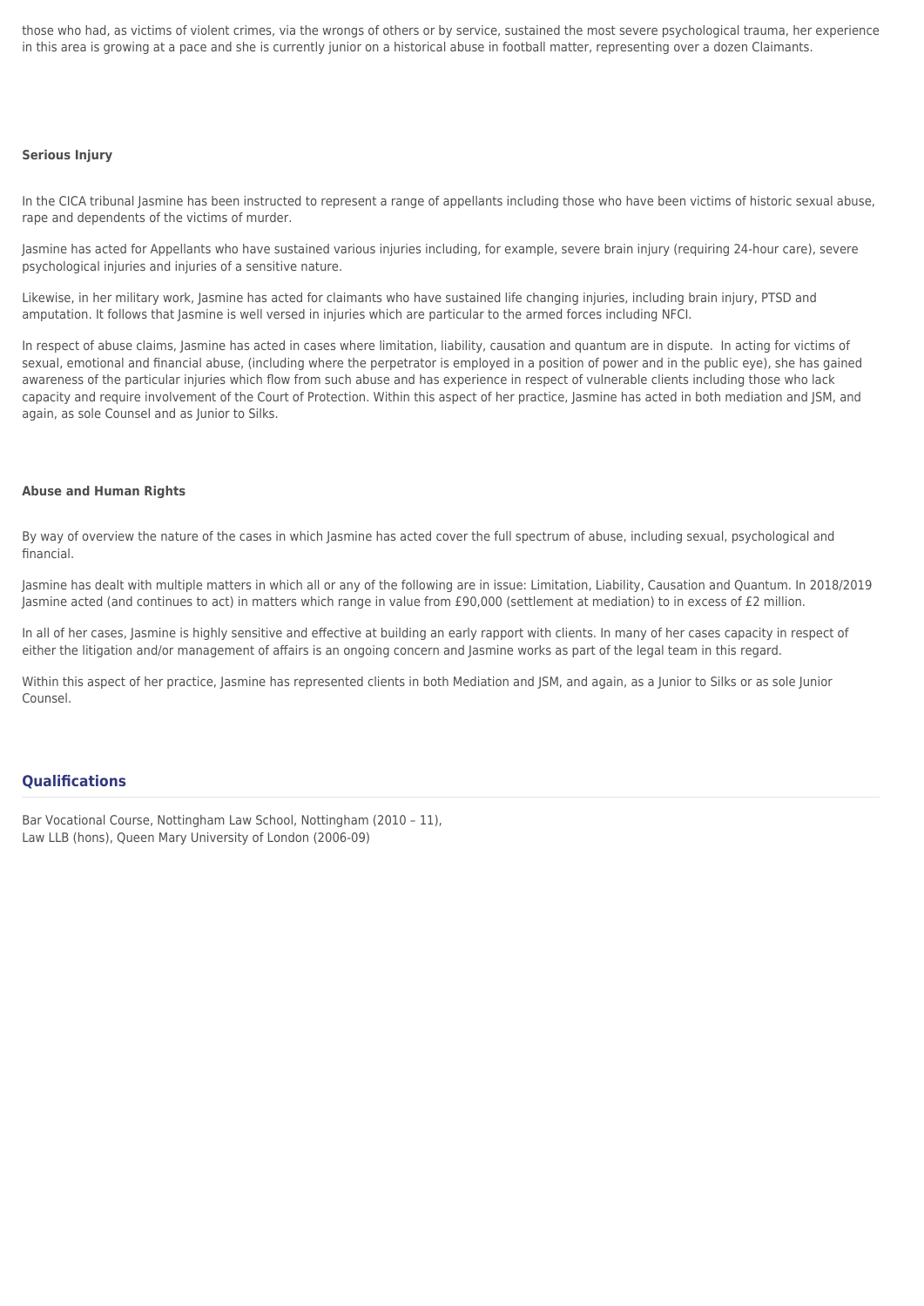those who had, as victims of violent crimes, via the wrongs of others or by service, sustained the most severe psychological trauma, her experience in this area is growing at a pace and she is currently junior on a historical abuse in football matter, representing over a dozen Claimants.

**Serious Injury**

In the CICA tribunal Jasmine has been instructed to represent a range of appellants including those who have been victims of historic sexual abuse, rape and dependents of the victims of murder.

Jasmine has acted for Appellants who have sustained various injuries including, for example, severe brain injury (requiring 24-hour care), severe psychological injuries and injuries of a sensitive nature.

Likewise, in her military work, Jasmine has acted for claimants who have sustained life changing injuries, including brain injury, PTSD and amputation. It follows that Jasmine is well versed in injuries which are particular to the armed forces including NFCI.

In respect of abuse claims, Jasmine has acted in cases where limitation, liability, causation and quantum are in dispute. In acting for victims of sexual, emotional and financial abuse, (including where the perpetrator is employed in a position of power and in the public eye), she has gained awareness of the particular injuries which flow from such abuse and has experience in respect of vulnerable clients including those who lack capacity and require involvement of the Court of Protection. Within this aspect of her practice, Jasmine has acted in both mediation and JSM, and again, as sole Counsel and as Junior to Silks.

**Abuse and Human Rights**

By way of overview the nature of the cases in which Jasmine has acted cover the full spectrum of abuse, including sexual, psychological and financial.

Jasmine has dealt with multiple matters in which all or any of the following are in issue: Limitation, Liability, Causation and Quantum. In 2018/2019 Jasmine acted (and continues to act) in matters which range in value from £90,000 (settlement at mediation) to in excess of £2 million.

In all of her cases, Jasmine is highly sensitive and effective at building an early rapport with clients. In many of her cases capacity in respect of either the litigation and/or management of affairs is an ongoing concern and Jasmine works as part of the legal team in this regard.

Within this aspect of her practice, Jasmine has represented clients in both Mediation and JSM, and again, as a Junior to Silks or as sole Junior Counsel.

## Qualifications

Bar Vocational Course, Nottingham Law School, Nottingham (2010 – 11),
Law LLB (hons), Queen Mary University of London (2006-09)